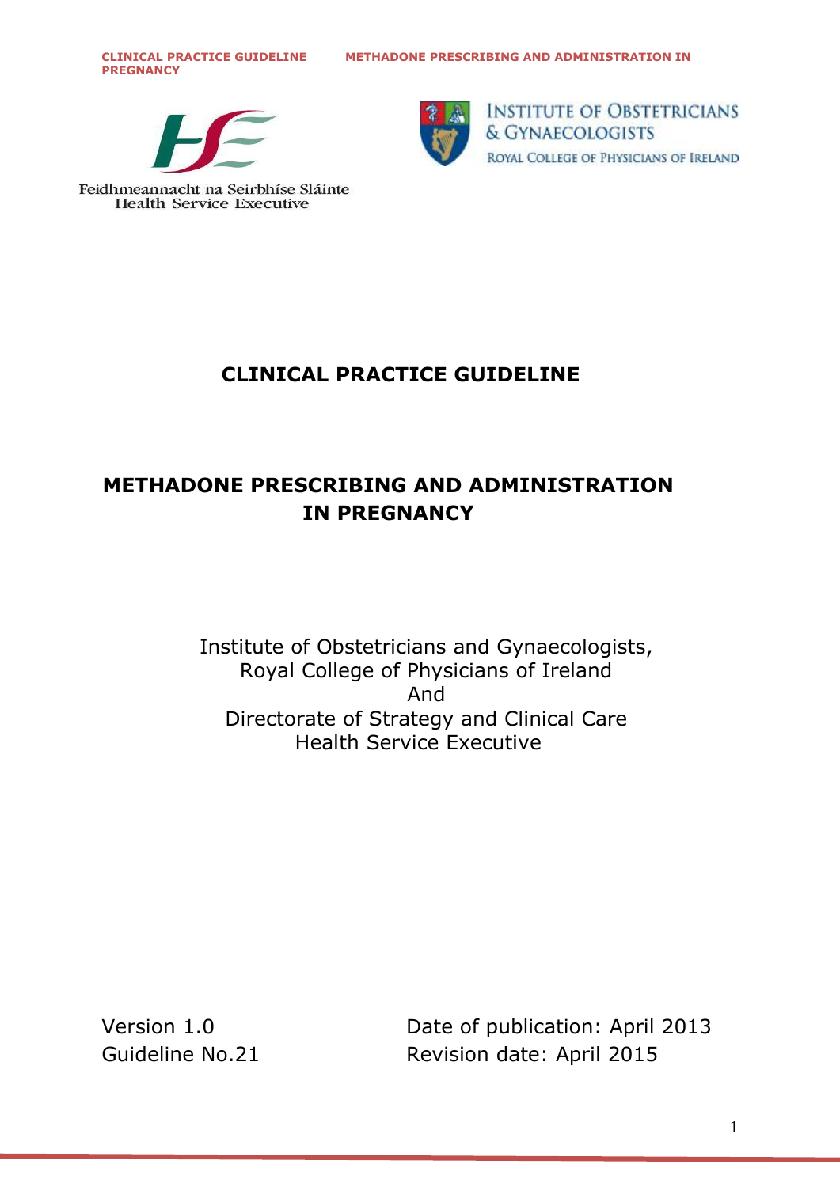Feidhmeannacht na Seirbhíse Sláinte
Health Service Executive

INSTITUTE OF OBSTETRICIANS & GYNAECOLOGISTS
ROYAL COLLEGE OF PHYSICIANS OF IRELAND

# CLINICAL PRACTICE GUIDELINE

# METHADONE PRESCRIBING AND ADMINISTRATION IN PREGNANCY

Institute of Obstetricians and Gynaecologists,
Royal College of Physicians of Ireland
And
Directorate of Strategy and Clinical Care
Health Service Executive

Version 1.0
Guideline No.21

Date of publication: April 2013
Revision date: April 2015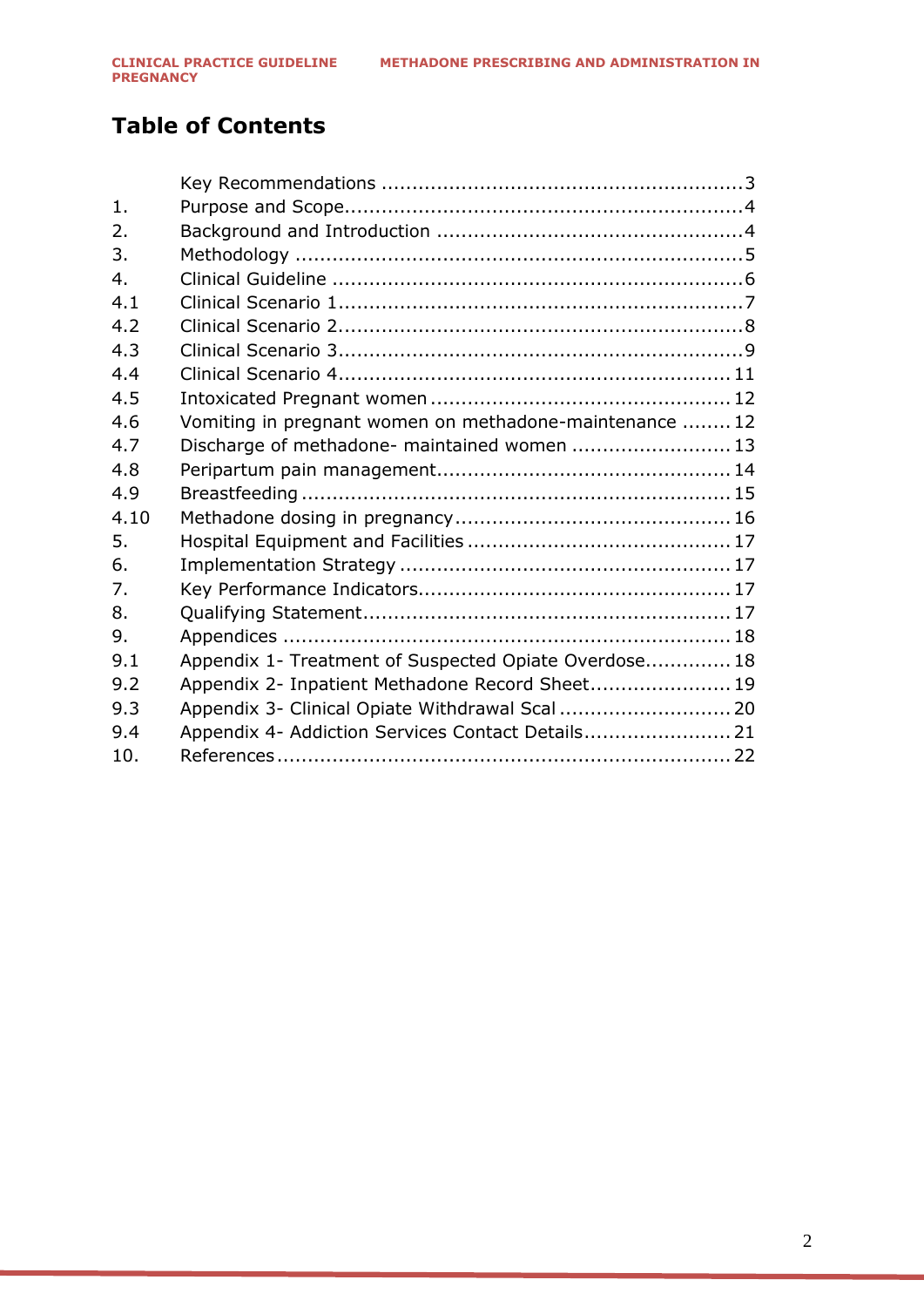# Table of Contents

| | | |
|---|---|---|
| | Key Recommendations | 3 |
| 1. | Purpose and Scope | 4 |
| 2. | Background and Introduction | 4 |
| 3. | Methodology | 5 |
| 4. | Clinical Guideline | 6 |
| 4.1 | Clinical Scenario 1 | 7 |
| 4.2 | Clinical Scenario 2 | 8 |
| 4.3 | Clinical Scenario 3 | 9 |
| 4.4 | Clinical Scenario 4 | 11 |
| 4.5 | Intoxicated Pregnant women | 12 |
| 4.6 | Vomiting in pregnant women on methadone-maintenance | 12 |
| 4.7 | Discharge of methadone- maintained women | 13 |
| 4.8 | Peripartum pain management | 14 |
| 4.9 | Breastfeeding | 15 |
| 4.10 | Methadone dosing in pregnancy | 16 |
| 5. | Hospital Equipment and Facilities | 17 |
| 6. | Implementation Strategy | 17 |
| 7. | Key Performance Indicators | 17 |
| 8. | Qualifying Statement | 17 |
| 9. | Appendices | 18 |
| 9.1 | Appendix 1- Treatment of Suspected Opiate Overdose | 18 |
| 9.2 | Appendix 2- Inpatient Methadone Record Sheet | 19 |
| 9.3 | Appendix 3- Clinical Opiate Withdrawal Scal | 20 |
| 9.4 | Appendix 4- Addiction Services Contact Details | 21 |
| 10. | References | 22 |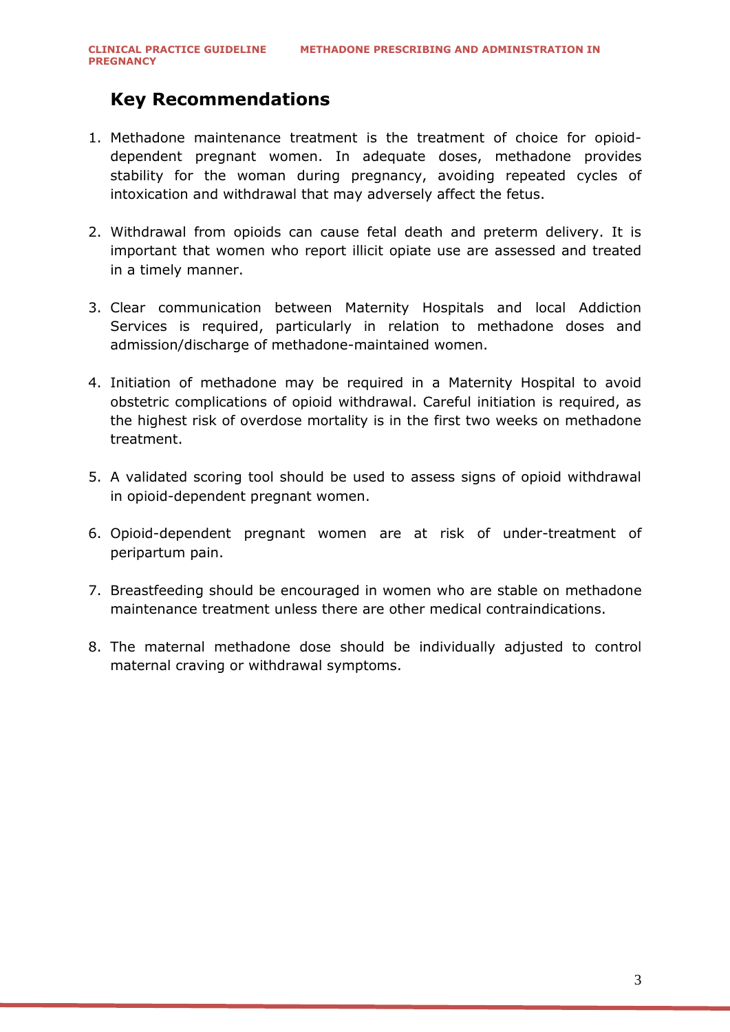## Key Recommendations

1. Methadone maintenance treatment is the treatment of choice for opioid-dependent pregnant women. In adequate doses, methadone provides stability for the woman during pregnancy, avoiding repeated cycles of intoxication and withdrawal that may adversely affect the fetus.

2. Withdrawal from opioids can cause fetal death and preterm delivery. It is important that women who report illicit opiate use are assessed and treated in a timely manner.

3. Clear communication between Maternity Hospitals and local Addiction Services is required, particularly in relation to methadone doses and admission/discharge of methadone-maintained women.

4. Initiation of methadone may be required in a Maternity Hospital to avoid obstetric complications of opioid withdrawal. Careful initiation is required, as the highest risk of overdose mortality is in the first two weeks on methadone treatment.

5. A validated scoring tool should be used to assess signs of opioid withdrawal in opioid-dependent pregnant women.

6. Opioid-dependent pregnant women are at risk of under-treatment of peripartum pain.

7. Breastfeeding should be encouraged in women who are stable on methadone maintenance treatment unless there are other medical contraindications.

8. The maternal methadone dose should be individually adjusted to control maternal craving or withdrawal symptoms.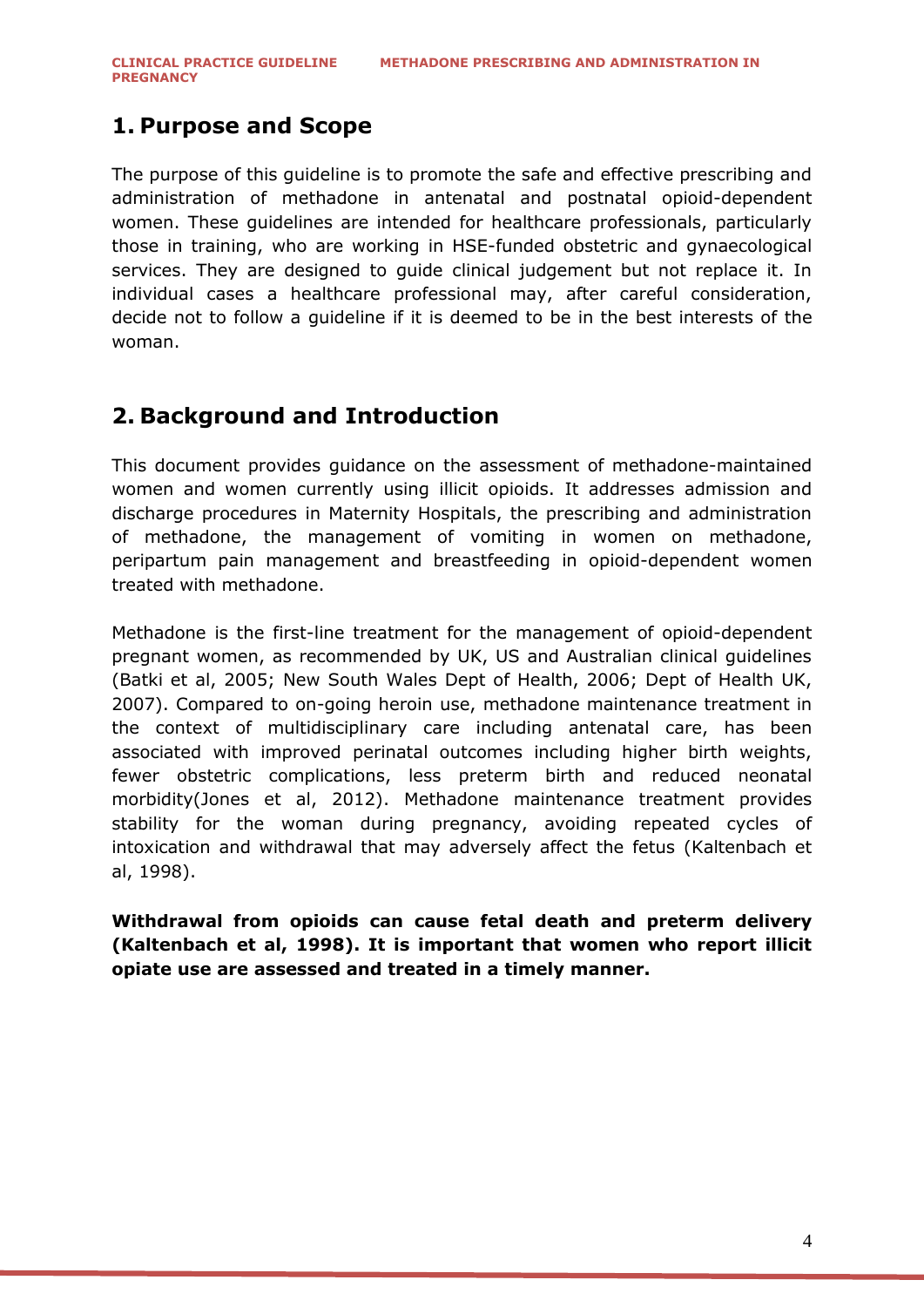## 1. Purpose and Scope

The purpose of this guideline is to promote the safe and effective prescribing and administration of methadone in antenatal and postnatal opioid-dependent women. These guidelines are intended for healthcare professionals, particularly those in training, who are working in HSE-funded obstetric and gynaecological services. They are designed to guide clinical judgement but not replace it. In individual cases a healthcare professional may, after careful consideration, decide not to follow a guideline if it is deemed to be in the best interests of the woman.

## 2. Background and Introduction

This document provides guidance on the assessment of methadone-maintained women and women currently using illicit opioids. It addresses admission and discharge procedures in Maternity Hospitals, the prescribing and administration of methadone, the management of vomiting in women on methadone, peripartum pain management and breastfeeding in opioid-dependent women treated with methadone.

Methadone is the first-line treatment for the management of opioid-dependent pregnant women, as recommended by UK, US and Australian clinical guidelines (Batki et al, 2005; New South Wales Dept of Health, 2006; Dept of Health UK, 2007). Compared to on-going heroin use, methadone maintenance treatment in the context of multidisciplinary care including antenatal care, has been associated with improved perinatal outcomes including higher birth weights, fewer obstetric complications, less preterm birth and reduced neonatal morbidity(Jones et al, 2012). Methadone maintenance treatment provides stability for the woman during pregnancy, avoiding repeated cycles of intoxication and withdrawal that may adversely affect the fetus (Kaltenbach et al, 1998).

**Withdrawal from opioids can cause fetal death and preterm delivery (Kaltenbach et al, 1998). It is important that women who report illicit opiate use are assessed and treated in a timely manner.**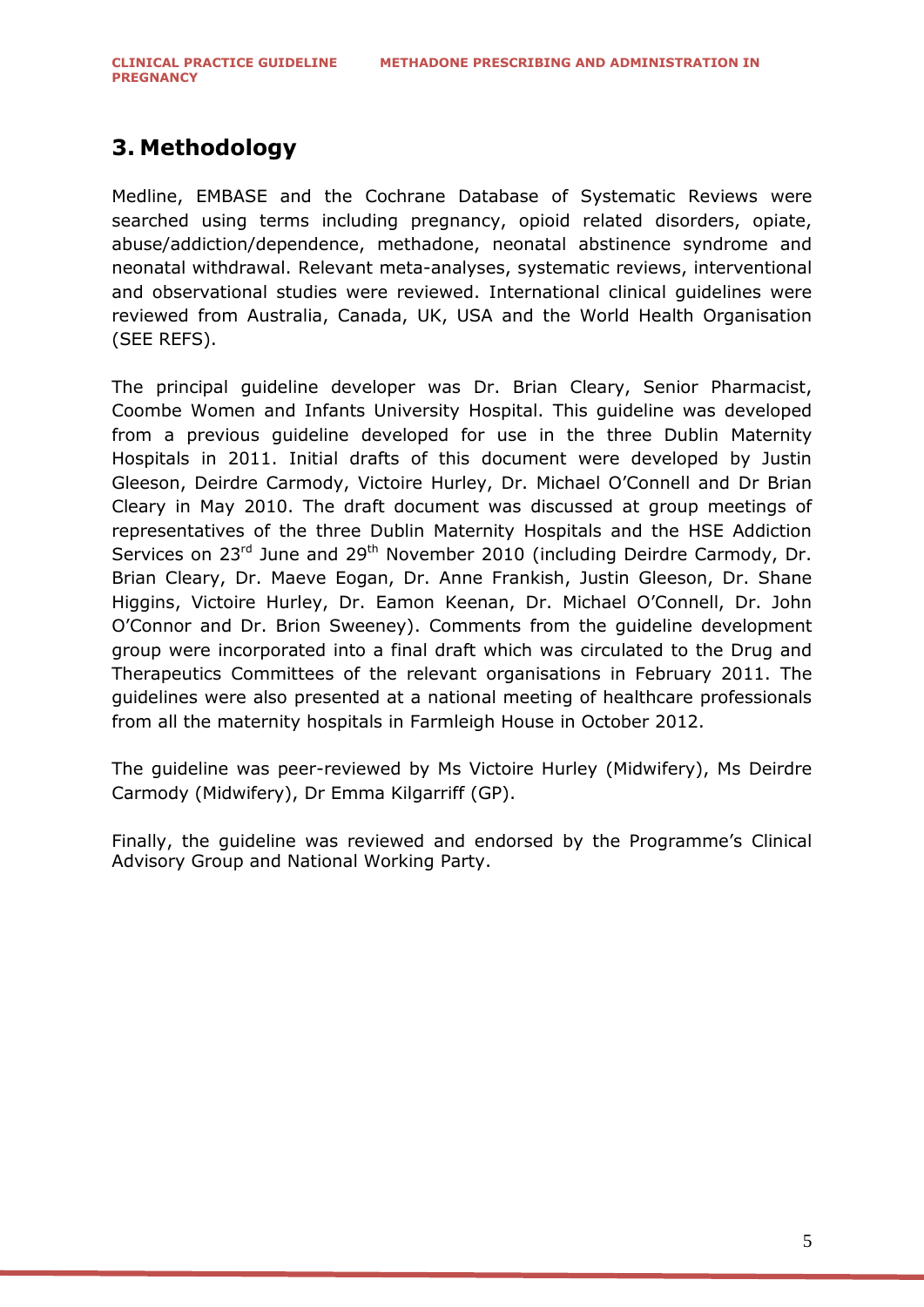# 3. Methodology

Medline, EMBASE and the Cochrane Database of Systematic Reviews were searched using terms including pregnancy, opioid related disorders, opiate, abuse/addiction/dependence, methadone, neonatal abstinence syndrome and neonatal withdrawal. Relevant meta-analyses, systematic reviews, interventional and observational studies were reviewed. International clinical guidelines were reviewed from Australia, Canada, UK, USA and the World Health Organisation (SEE REFS).

The principal guideline developer was Dr. Brian Cleary, Senior Pharmacist, Coombe Women and Infants University Hospital. This guideline was developed from a previous guideline developed for use in the three Dublin Maternity Hospitals in 2011. Initial drafts of this document were developed by Justin Gleeson, Deirdre Carmody, Victoire Hurley, Dr. Michael O'Connell and Dr Brian Cleary in May 2010. The draft document was discussed at group meetings of representatives of the three Dublin Maternity Hospitals and the HSE Addiction Services on 23rd June and 29th November 2010 (including Deirdre Carmody, Dr. Brian Cleary, Dr. Maeve Eogan, Dr. Anne Frankish, Justin Gleeson, Dr. Shane Higgins, Victoire Hurley, Dr. Eamon Keenan, Dr. Michael O'Connell, Dr. John O'Connor and Dr. Brion Sweeney). Comments from the guideline development group were incorporated into a final draft which was circulated to the Drug and Therapeutics Committees of the relevant organisations in February 2011. The guidelines were also presented at a national meeting of healthcare professionals from all the maternity hospitals in Farmleigh House in October 2012.

The guideline was peer-reviewed by Ms Victoire Hurley (Midwifery), Ms Deirdre Carmody (Midwifery), Dr Emma Kilgarriff (GP).

Finally, the guideline was reviewed and endorsed by the Programme's Clinical Advisory Group and National Working Party.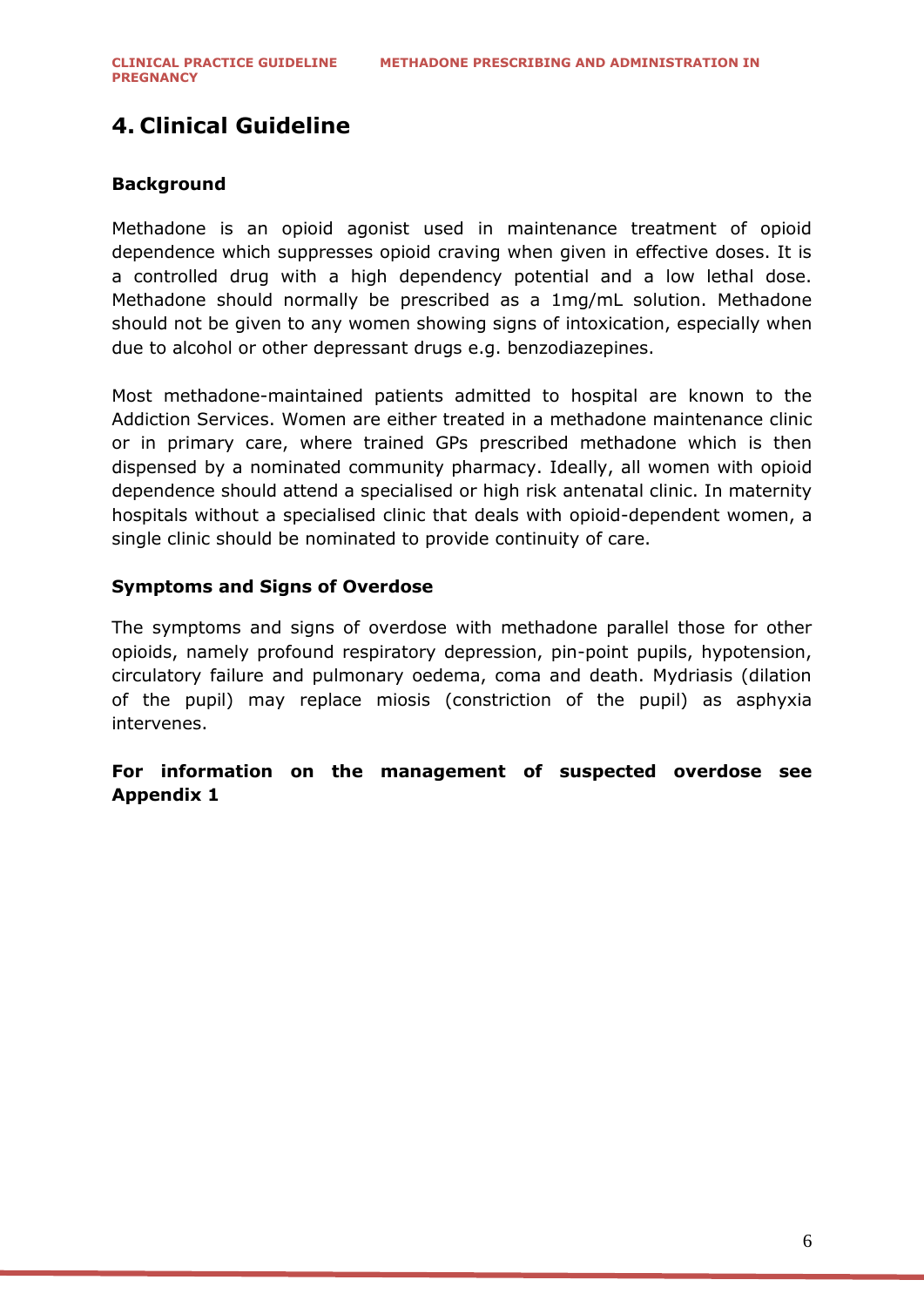# 4. Clinical Guideline

## Background

Methadone is an opioid agonist used in maintenance treatment of opioid dependence which suppresses opioid craving when given in effective doses. It is a controlled drug with a high dependency potential and a low lethal dose. Methadone should normally be prescribed as a 1mg/mL solution. Methadone should not be given to any women showing signs of intoxication, especially when due to alcohol or other depressant drugs e.g. benzodiazepines.

Most methadone-maintained patients admitted to hospital are known to the Addiction Services. Women are either treated in a methadone maintenance clinic or in primary care, where trained GPs prescribed methadone which is then dispensed by a nominated community pharmacy. Ideally, all women with opioid dependence should attend a specialised or high risk antenatal clinic. In maternity hospitals without a specialised clinic that deals with opioid-dependent women, a single clinic should be nominated to provide continuity of care.

## Symptoms and Signs of Overdose

The symptoms and signs of overdose with methadone parallel those for other opioids, namely profound respiratory depression, pin-point pupils, hypotension, circulatory failure and pulmonary oedema, coma and death. Mydriasis (dilation of the pupil) may replace miosis (constriction of the pupil) as asphyxia intervenes.

**For information on the management of suspected overdose see Appendix 1**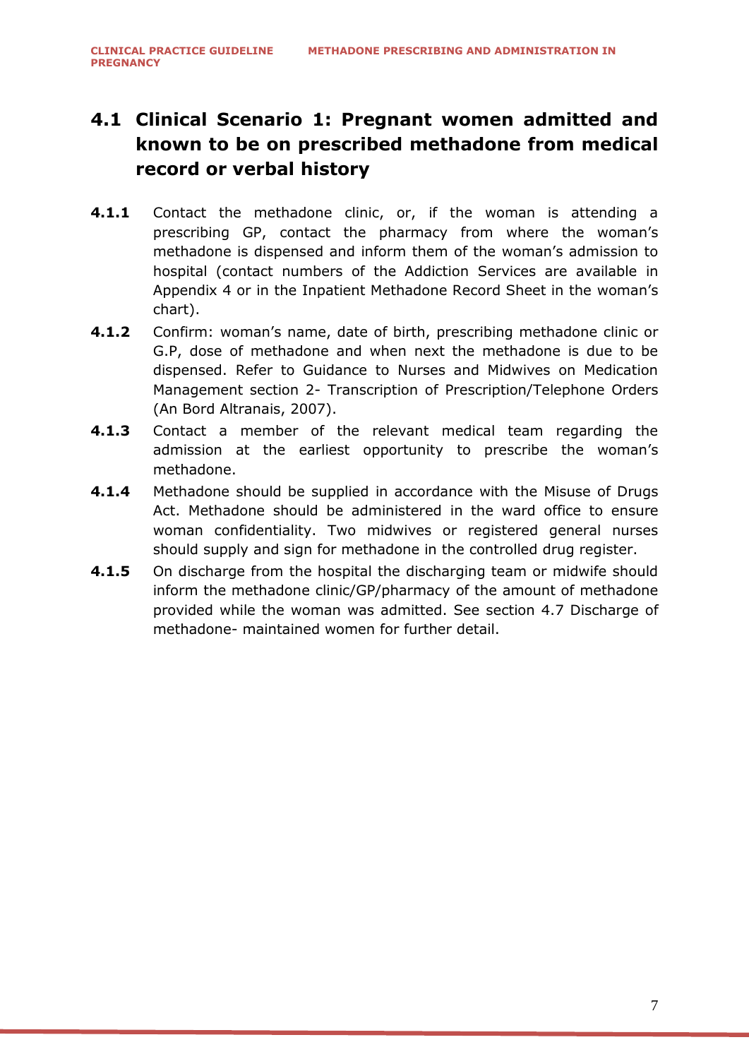## 4.1 Clinical Scenario 1: Pregnant women admitted and known to be on prescribed methadone from medical record or verbal history

**4.1.1** Contact the methadone clinic, or, if the woman is attending a prescribing GP, contact the pharmacy from where the woman's methadone is dispensed and inform them of the woman's admission to hospital (contact numbers of the Addiction Services are available in Appendix 4 or in the Inpatient Methadone Record Sheet in the woman's chart).

**4.1.2** Confirm: woman's name, date of birth, prescribing methadone clinic or G.P, dose of methadone and when next the methadone is due to be dispensed. Refer to Guidance to Nurses and Midwives on Medication Management section 2- Transcription of Prescription/Telephone Orders (An Bord Altranais, 2007).

**4.1.3** Contact a member of the relevant medical team regarding the admission at the earliest opportunity to prescribe the woman's methadone.

**4.1.4** Methadone should be supplied in accordance with the Misuse of Drugs Act. Methadone should be administered in the ward office to ensure woman confidentiality. Two midwives or registered general nurses should supply and sign for methadone in the controlled drug register.

**4.1.5** On discharge from the hospital the discharging team or midwife should inform the methadone clinic/GP/pharmacy of the amount of methadone provided while the woman was admitted. See section 4.7 Discharge of methadone- maintained women for further detail.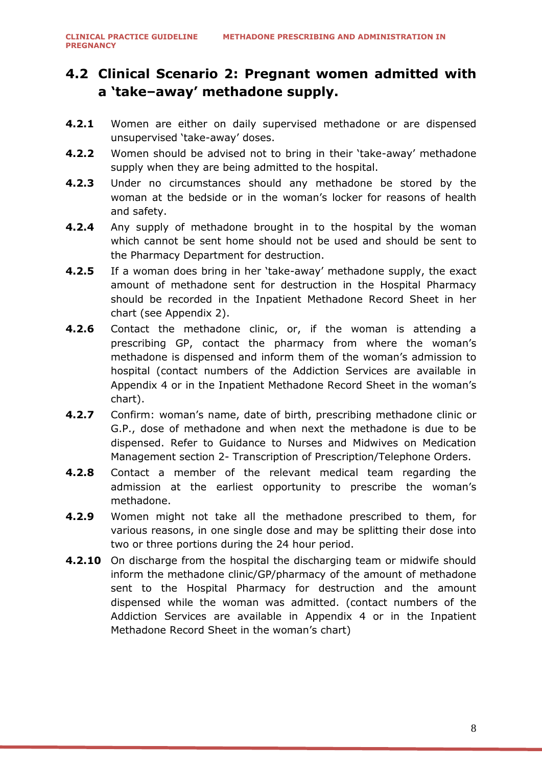## 4.2 Clinical Scenario 2: Pregnant women admitted with a 'take–away' methadone supply.

**4.2.1** Women are either on daily supervised methadone or are dispensed unsupervised 'take-away' doses.

**4.2.2** Women should be advised not to bring in their 'take-away' methadone supply when they are being admitted to the hospital.

**4.2.3** Under no circumstances should any methadone be stored by the woman at the bedside or in the woman's locker for reasons of health and safety.

**4.2.4** Any supply of methadone brought in to the hospital by the woman which cannot be sent home should not be used and should be sent to the Pharmacy Department for destruction.

**4.2.5** If a woman does bring in her 'take-away' methadone supply, the exact amount of methadone sent for destruction in the Hospital Pharmacy should be recorded in the Inpatient Methadone Record Sheet in her chart (see Appendix 2).

**4.2.6** Contact the methadone clinic, or, if the woman is attending a prescribing GP, contact the pharmacy from where the woman's methadone is dispensed and inform them of the woman's admission to hospital (contact numbers of the Addiction Services are available in Appendix 4 or in the Inpatient Methadone Record Sheet in the woman's chart).

**4.2.7** Confirm: woman's name, date of birth, prescribing methadone clinic or G.P., dose of methadone and when next the methadone is due to be dispensed. Refer to Guidance to Nurses and Midwives on Medication Management section 2- Transcription of Prescription/Telephone Orders.

**4.2.8** Contact a member of the relevant medical team regarding the admission at the earliest opportunity to prescribe the woman's methadone.

**4.2.9** Women might not take all the methadone prescribed to them, for various reasons, in one single dose and may be splitting their dose into two or three portions during the 24 hour period.

**4.2.10** On discharge from the hospital the discharging team or midwife should inform the methadone clinic/GP/pharmacy of the amount of methadone sent to the Hospital Pharmacy for destruction and the amount dispensed while the woman was admitted. (contact numbers of the Addiction Services are available in Appendix 4 or in the Inpatient Methadone Record Sheet in the woman's chart)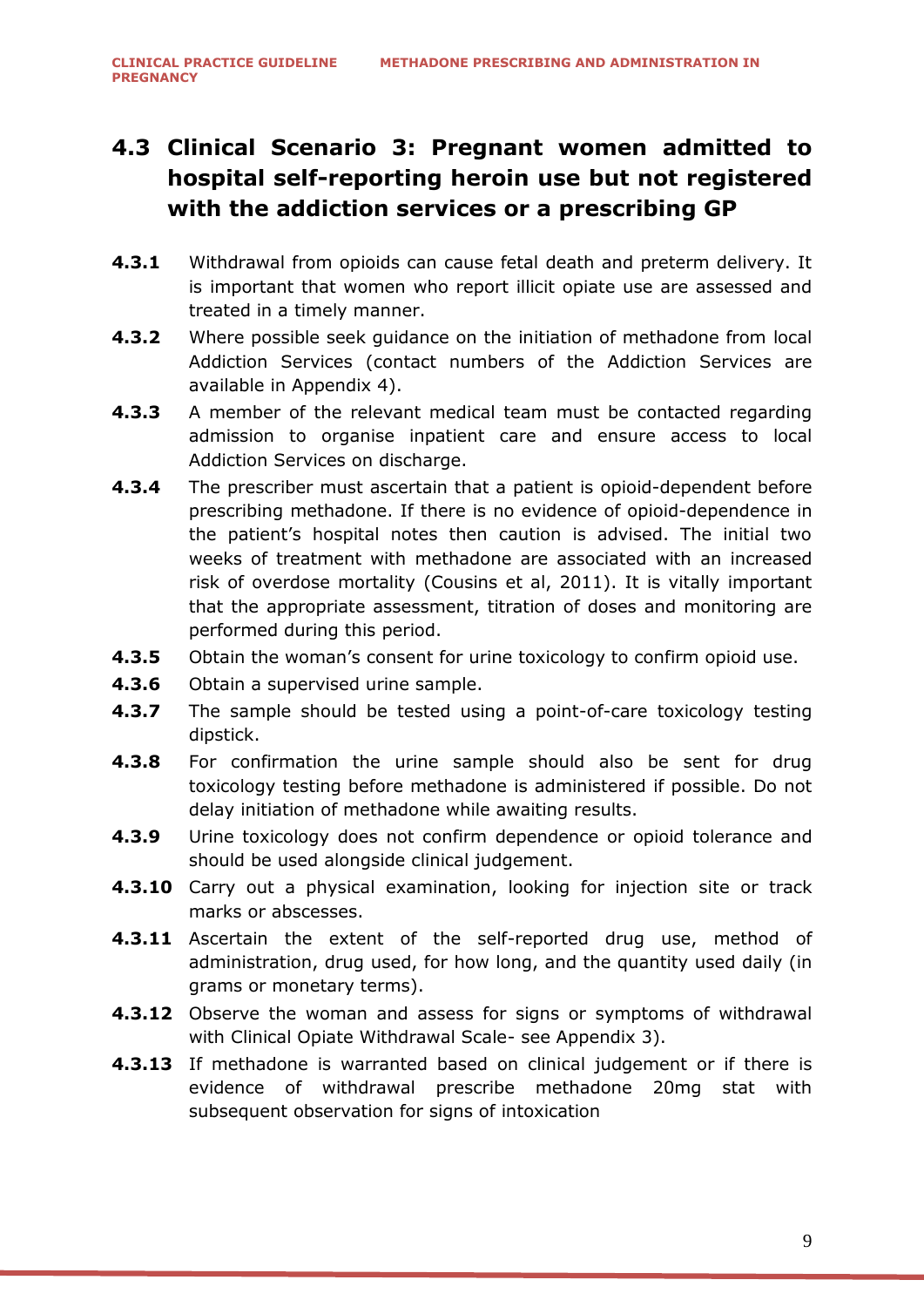## 4.3 Clinical Scenario 3: Pregnant women admitted to hospital self-reporting heroin use but not registered with the addiction services or a prescribing GP

**4.3.1** Withdrawal from opioids can cause fetal death and preterm delivery. It is important that women who report illicit opiate use are assessed and treated in a timely manner.

**4.3.2** Where possible seek guidance on the initiation of methadone from local Addiction Services (contact numbers of the Addiction Services are available in Appendix 4).

**4.3.3** A member of the relevant medical team must be contacted regarding admission to organise inpatient care and ensure access to local Addiction Services on discharge.

**4.3.4** The prescriber must ascertain that a patient is opioid-dependent before prescribing methadone. If there is no evidence of opioid-dependence in the patient's hospital notes then caution is advised. The initial two weeks of treatment with methadone are associated with an increased risk of overdose mortality (Cousins et al, 2011). It is vitally important that the appropriate assessment, titration of doses and monitoring are performed during this period.

**4.3.5** Obtain the woman's consent for urine toxicology to confirm opioid use.

**4.3.6** Obtain a supervised urine sample.

**4.3.7** The sample should be tested using a point-of-care toxicology testing dipstick.

**4.3.8** For confirmation the urine sample should also be sent for drug toxicology testing before methadone is administered if possible. Do not delay initiation of methadone while awaiting results.

**4.3.9** Urine toxicology does not confirm dependence or opioid tolerance and should be used alongside clinical judgement.

**4.3.10** Carry out a physical examination, looking for injection site or track marks or abscesses.

**4.3.11** Ascertain the extent of the self-reported drug use, method of administration, drug used, for how long, and the quantity used daily (in grams or monetary terms).

**4.3.12** Observe the woman and assess for signs or symptoms of withdrawal with Clinical Opiate Withdrawal Scale- see Appendix 3).

**4.3.13** If methadone is warranted based on clinical judgement or if there is evidence of withdrawal prescribe methadone 20mg stat with subsequent observation for signs of intoxication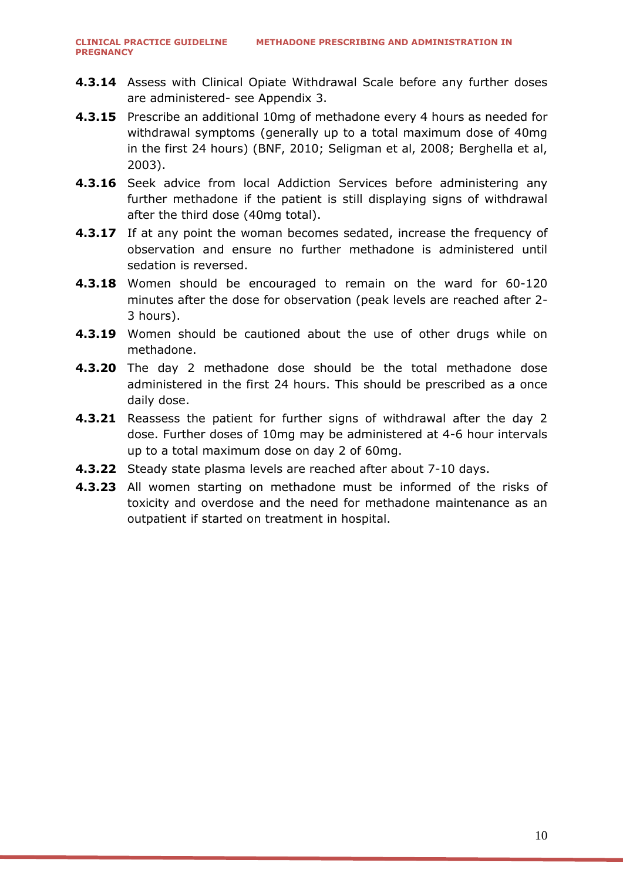**4.3.14** Assess with Clinical Opiate Withdrawal Scale before any further doses are administered- see Appendix 3.

**4.3.15** Prescribe an additional 10mg of methadone every 4 hours as needed for withdrawal symptoms (generally up to a total maximum dose of 40mg in the first 24 hours) (BNF, 2010; Seligman et al, 2008; Berghella et al, 2003).

**4.3.16** Seek advice from local Addiction Services before administering any further methadone if the patient is still displaying signs of withdrawal after the third dose (40mg total).

**4.3.17** If at any point the woman becomes sedated, increase the frequency of observation and ensure no further methadone is administered until sedation is reversed.

**4.3.18** Women should be encouraged to remain on the ward for 60-120 minutes after the dose for observation (peak levels are reached after 2-3 hours).

**4.3.19** Women should be cautioned about the use of other drugs while on methadone.

**4.3.20** The day 2 methadone dose should be the total methadone dose administered in the first 24 hours. This should be prescribed as a once daily dose.

**4.3.21** Reassess the patient for further signs of withdrawal after the day 2 dose. Further doses of 10mg may be administered at 4-6 hour intervals up to a total maximum dose on day 2 of 60mg.

**4.3.22** Steady state plasma levels are reached after about 7-10 days.

**4.3.23** All women starting on methadone must be informed of the risks of toxicity and overdose and the need for methadone maintenance as an outpatient if started on treatment in hospital.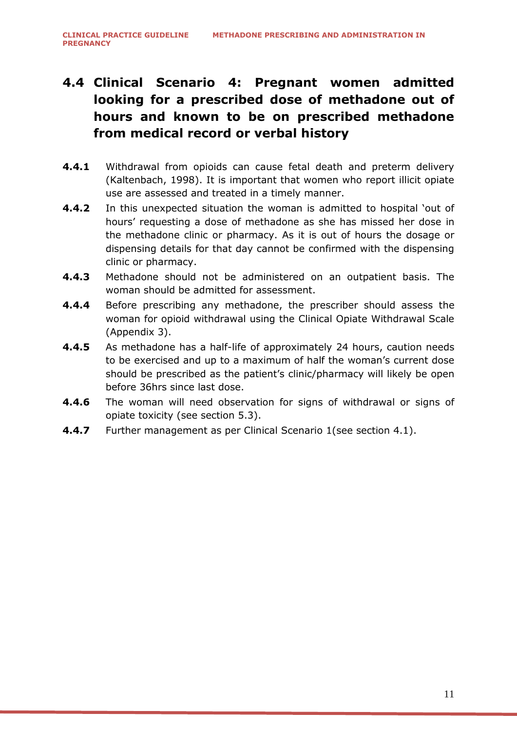## 4.4 Clinical Scenario 4: Pregnant women admitted looking for a prescribed dose of methadone out of hours and known to be on prescribed methadone from medical record or verbal history

**4.4.1** Withdrawal from opioids can cause fetal death and preterm delivery (Kaltenbach, 1998). It is important that women who report illicit opiate use are assessed and treated in a timely manner.

**4.4.2** In this unexpected situation the woman is admitted to hospital 'out of hours' requesting a dose of methadone as she has missed her dose in the methadone clinic or pharmacy. As it is out of hours the dosage or dispensing details for that day cannot be confirmed with the dispensing clinic or pharmacy.

**4.4.3** Methadone should not be administered on an outpatient basis. The woman should be admitted for assessment.

**4.4.4** Before prescribing any methadone, the prescriber should assess the woman for opioid withdrawal using the Clinical Opiate Withdrawal Scale (Appendix 3).

**4.4.5** As methadone has a half-life of approximately 24 hours, caution needs to be exercised and up to a maximum of half the woman's current dose should be prescribed as the patient's clinic/pharmacy will likely be open before 36hrs since last dose.

**4.4.6** The woman will need observation for signs of withdrawal or signs of opiate toxicity (see section 5.3).

**4.4.7** Further management as per Clinical Scenario 1(see section 4.1).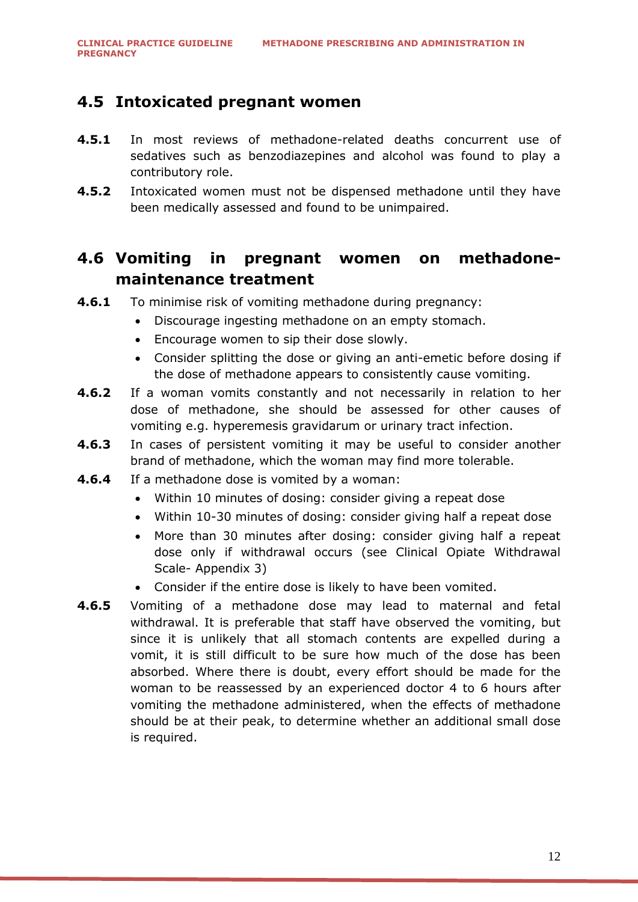## 4.5 Intoxicated pregnant women

**4.5.1** In most reviews of methadone-related deaths concurrent use of sedatives such as benzodiazepines and alcohol was found to play a contributory role.

**4.5.2** Intoxicated women must not be dispensed methadone until they have been medically assessed and found to be unimpaired.

## 4.6 Vomiting in pregnant women on methadone-maintenance treatment

**4.6.1** To minimise risk of vomiting methadone during pregnancy:

- Discourage ingesting methadone on an empty stomach.
- Encourage women to sip their dose slowly.
- Consider splitting the dose or giving an anti-emetic before dosing if the dose of methadone appears to consistently cause vomiting.

**4.6.2** If a woman vomits constantly and not necessarily in relation to her dose of methadone, she should be assessed for other causes of vomiting e.g. hyperemesis gravidarum or urinary tract infection.

**4.6.3** In cases of persistent vomiting it may be useful to consider another brand of methadone, which the woman may find more tolerable.

**4.6.4** If a methadone dose is vomited by a woman:

- Within 10 minutes of dosing: consider giving a repeat dose
- Within 10-30 minutes of dosing: consider giving half a repeat dose
- More than 30 minutes after dosing: consider giving half a repeat dose only if withdrawal occurs (see Clinical Opiate Withdrawal Scale- Appendix 3)
- Consider if the entire dose is likely to have been vomited.

**4.6.5** Vomiting of a methadone dose may lead to maternal and fetal withdrawal. It is preferable that staff have observed the vomiting, but since it is unlikely that all stomach contents are expelled during a vomit, it is still difficult to be sure how much of the dose has been absorbed. Where there is doubt, every effort should be made for the woman to be reassessed by an experienced doctor 4 to 6 hours after vomiting the methadone administered, when the effects of methadone should be at their peak, to determine whether an additional small dose is required.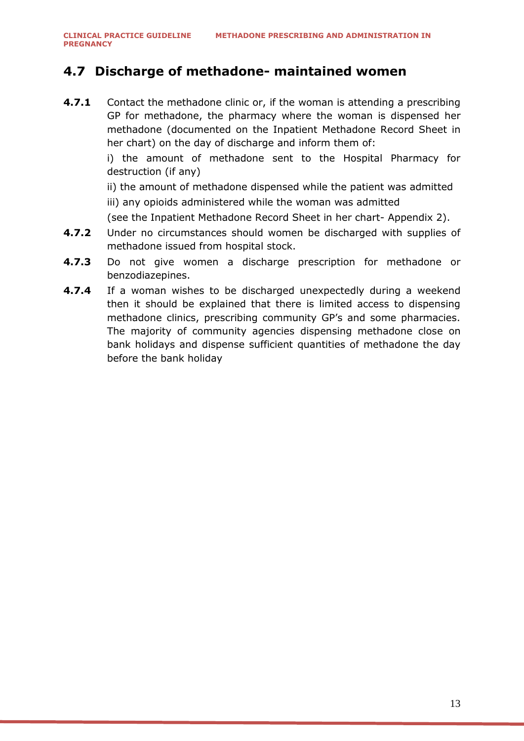## 4.7 Discharge of methadone- maintained women

**4.7.1** Contact the methadone clinic or, if the woman is attending a prescribing GP for methadone, the pharmacy where the woman is dispensed her methadone (documented on the Inpatient Methadone Record Sheet in her chart) on the day of discharge and inform them of:

i) the amount of methadone sent to the Hospital Pharmacy for destruction (if any)

ii) the amount of methadone dispensed while the patient was admitted

iii) any opioids administered while the woman was admitted

(see the Inpatient Methadone Record Sheet in her chart- Appendix 2).

**4.7.2** Under no circumstances should women be discharged with supplies of methadone issued from hospital stock.

**4.7.3** Do not give women a discharge prescription for methadone or benzodiazepines.

**4.7.4** If a woman wishes to be discharged unexpectedly during a weekend then it should be explained that there is limited access to dispensing methadone clinics, prescribing community GP's and some pharmacies. The majority of community agencies dispensing methadone close on bank holidays and dispense sufficient quantities of methadone the day before the bank holiday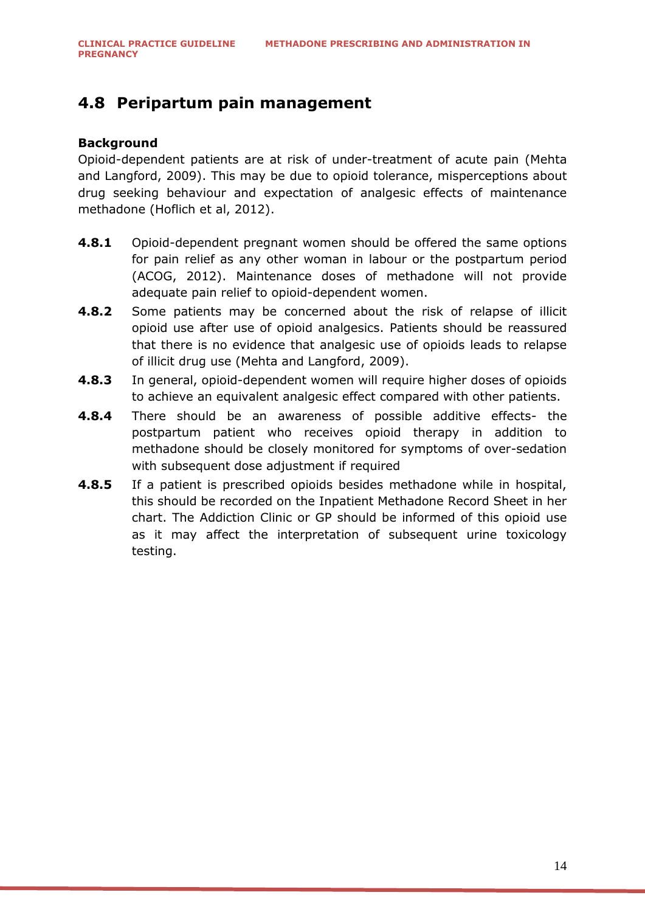## 4.8 Peripartum pain management

**Background**

Opioid-dependent patients are at risk of under-treatment of acute pain (Mehta and Langford, 2009). This may be due to opioid tolerance, misperceptions about drug seeking behaviour and expectation of analgesic effects of maintenance methadone (Hoflich et al, 2012).

**4.8.1** Opioid-dependent pregnant women should be offered the same options for pain relief as any other woman in labour or the postpartum period (ACOG, 2012). Maintenance doses of methadone will not provide adequate pain relief to opioid-dependent women.

**4.8.2** Some patients may be concerned about the risk of relapse of illicit opioid use after use of opioid analgesics. Patients should be reassured that there is no evidence that analgesic use of opioids leads to relapse of illicit drug use (Mehta and Langford, 2009).

**4.8.3** In general, opioid-dependent women will require higher doses of opioids to achieve an equivalent analgesic effect compared with other patients.

**4.8.4** There should be an awareness of possible additive effects- the postpartum patient who receives opioid therapy in addition to methadone should be closely monitored for symptoms of over-sedation with subsequent dose adjustment if required

**4.8.5** If a patient is prescribed opioids besides methadone while in hospital, this should be recorded on the Inpatient Methadone Record Sheet in her chart. The Addiction Clinic or GP should be informed of this opioid use as it may affect the interpretation of subsequent urine toxicology testing.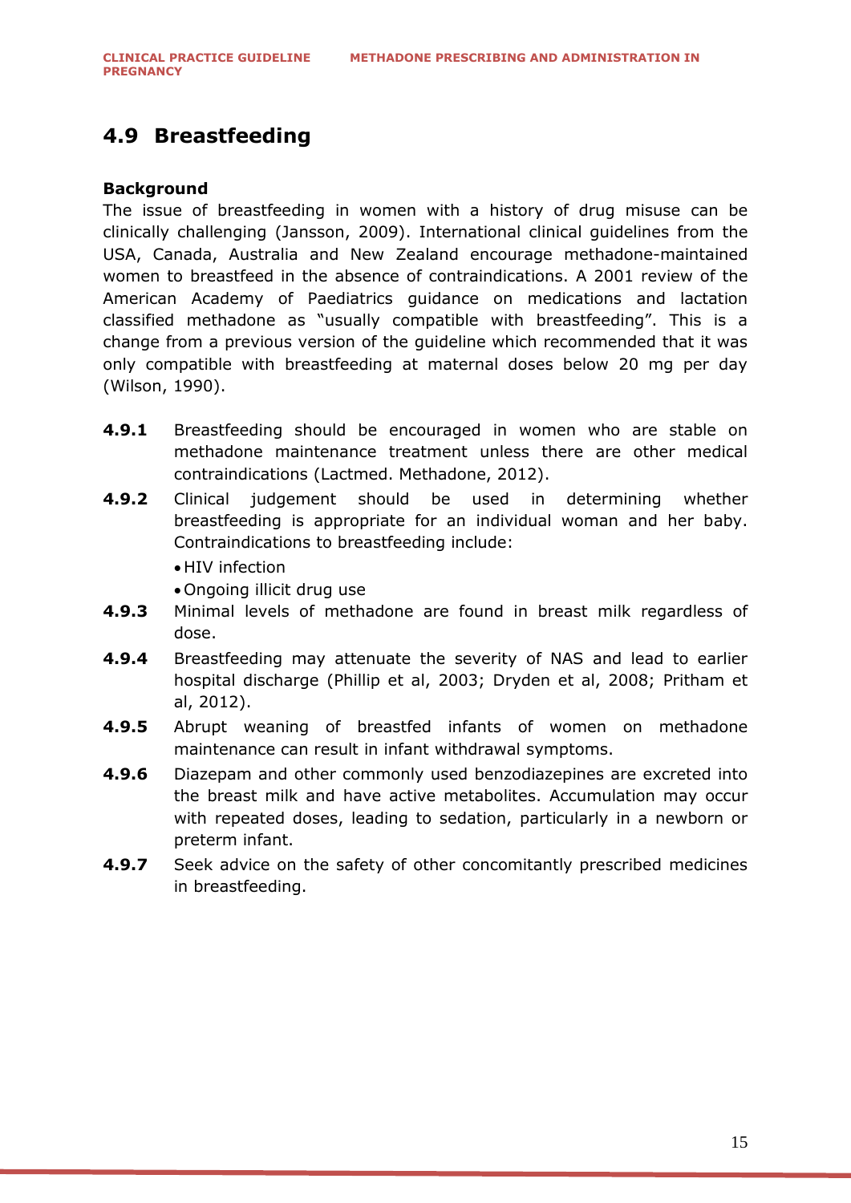## 4.9 Breastfeeding

**Background**

The issue of breastfeeding in women with a history of drug misuse can be clinically challenging (Jansson, 2009). International clinical guidelines from the USA, Canada, Australia and New Zealand encourage methadone-maintained women to breastfeed in the absence of contraindications. A 2001 review of the American Academy of Paediatrics guidance on medications and lactation classified methadone as "usually compatible with breastfeeding". This is a change from a previous version of the guideline which recommended that it was only compatible with breastfeeding at maternal doses below 20 mg per day (Wilson, 1990).

**4.9.1** Breastfeeding should be encouraged in women who are stable on methadone maintenance treatment unless there are other medical contraindications (Lactmed. Methadone, 2012).

**4.9.2** Clinical judgement should be used in determining whether breastfeeding is appropriate for an individual woman and her baby. Contraindications to breastfeeding include:

- HIV infection
- Ongoing illicit drug use

**4.9.3** Minimal levels of methadone are found in breast milk regardless of dose.

**4.9.4** Breastfeeding may attenuate the severity of NAS and lead to earlier hospital discharge (Phillip et al, 2003; Dryden et al, 2008; Pritham et al, 2012).

**4.9.5** Abrupt weaning of breastfed infants of women on methadone maintenance can result in infant withdrawal symptoms.

**4.9.6** Diazepam and other commonly used benzodiazepines are excreted into the breast milk and have active metabolites. Accumulation may occur with repeated doses, leading to sedation, particularly in a newborn or preterm infant.

**4.9.7** Seek advice on the safety of other concomitantly prescribed medicines in breastfeeding.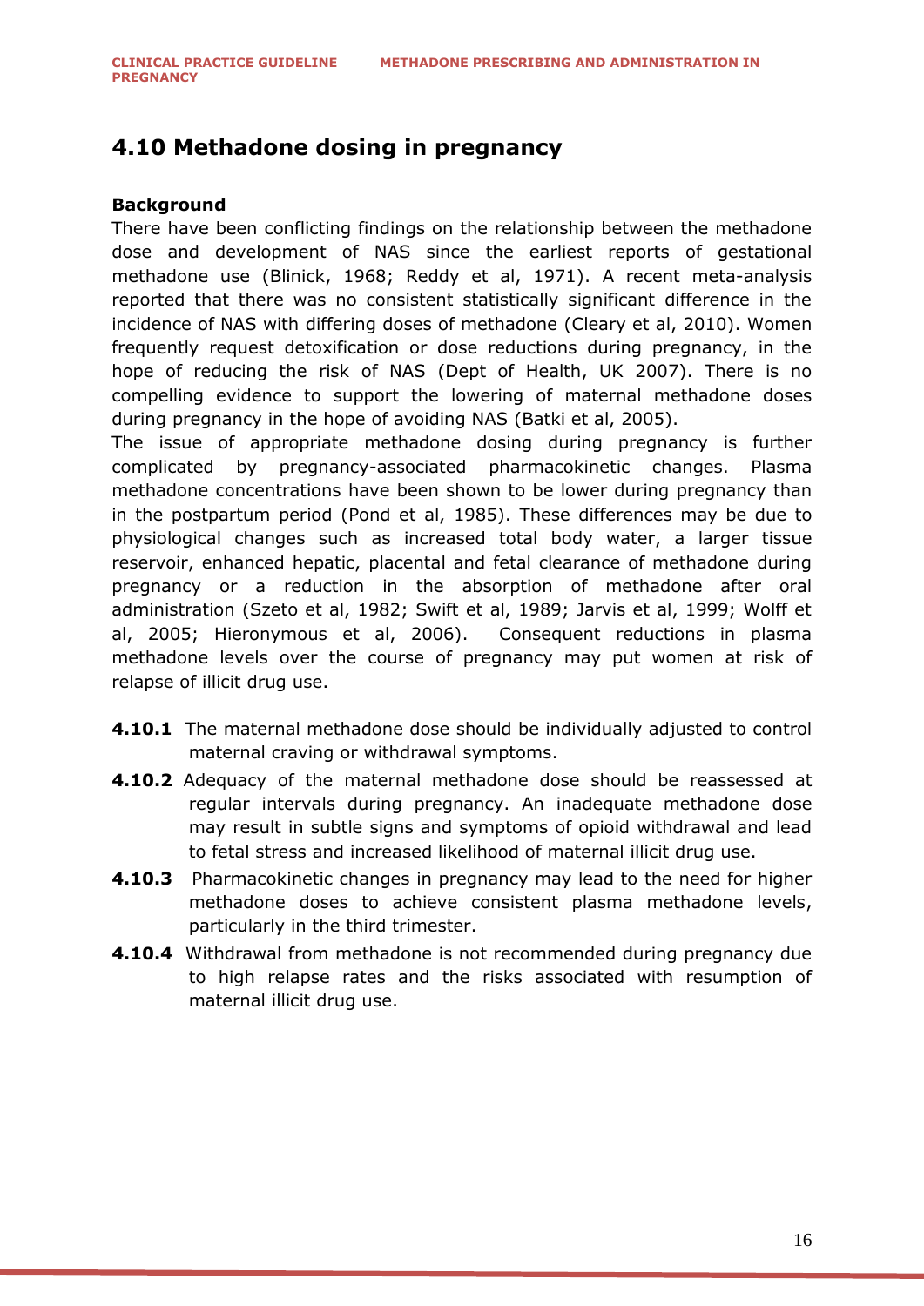## 4.10 Methadone dosing in pregnancy

**Background**

There have been conflicting findings on the relationship between the methadone dose and development of NAS since the earliest reports of gestational methadone use (Blinick, 1968; Reddy et al, 1971). A recent meta-analysis reported that there was no consistent statistically significant difference in the incidence of NAS with differing doses of methadone (Cleary et al, 2010). Women frequently request detoxification or dose reductions during pregnancy, in the hope of reducing the risk of NAS (Dept of Health, UK 2007). There is no compelling evidence to support the lowering of maternal methadone doses during pregnancy in the hope of avoiding NAS (Batki et al, 2005).

The issue of appropriate methadone dosing during pregnancy is further complicated by pregnancy-associated pharmacokinetic changes. Plasma methadone concentrations have been shown to be lower during pregnancy than in the postpartum period (Pond et al, 1985). These differences may be due to physiological changes such as increased total body water, a larger tissue reservoir, enhanced hepatic, placental and fetal clearance of methadone during pregnancy or a reduction in the absorption of methadone after oral administration (Szeto et al, 1982; Swift et al, 1989; Jarvis et al, 1999; Wolff et al, 2005; Hieronymous et al, 2006). Consequent reductions in plasma methadone levels over the course of pregnancy may put women at risk of relapse of illicit drug use.

**4.10.1** The maternal methadone dose should be individually adjusted to control maternal craving or withdrawal symptoms.

**4.10.2** Adequacy of the maternal methadone dose should be reassessed at regular intervals during pregnancy. An inadequate methadone dose may result in subtle signs and symptoms of opioid withdrawal and lead to fetal stress and increased likelihood of maternal illicit drug use.

**4.10.3** Pharmacokinetic changes in pregnancy may lead to the need for higher methadone doses to achieve consistent plasma methadone levels, particularly in the third trimester.

**4.10.4** Withdrawal from methadone is not recommended during pregnancy due to high relapse rates and the risks associated with resumption of maternal illicit drug use.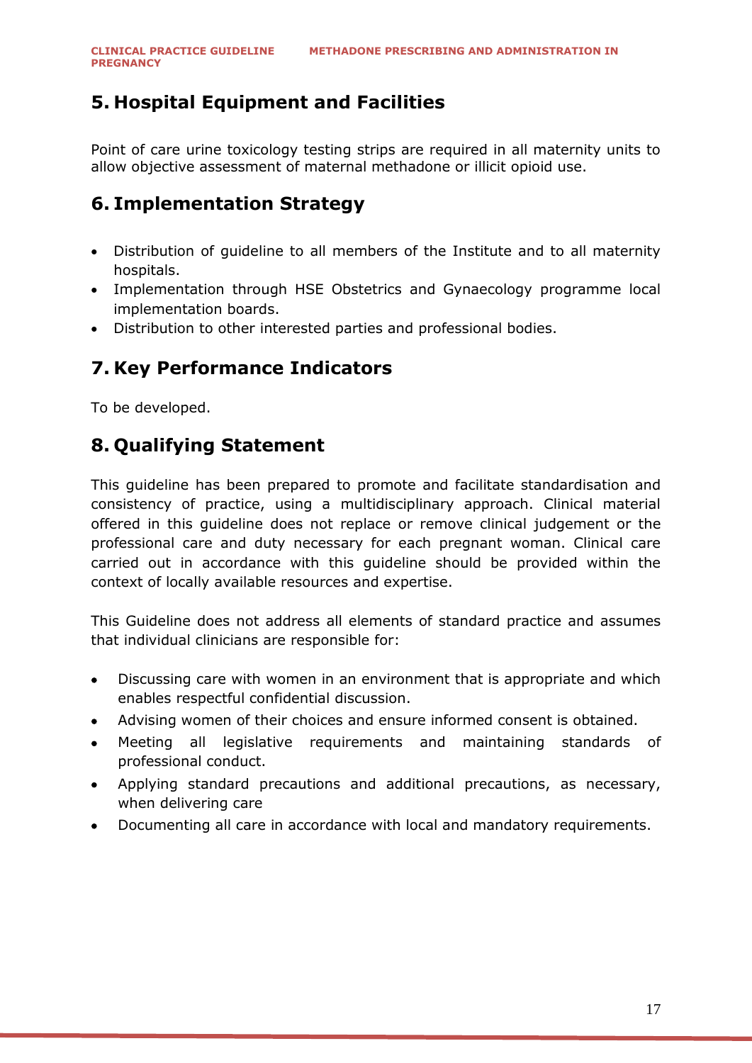## 5. Hospital Equipment and Facilities

Point of care urine toxicology testing strips are required in all maternity units to allow objective assessment of maternal methadone or illicit opioid use.

## 6. Implementation Strategy

- Distribution of guideline to all members of the Institute and to all maternity hospitals.
- Implementation through HSE Obstetrics and Gynaecology programme local implementation boards.
- Distribution to other interested parties and professional bodies.

## 7. Key Performance Indicators

To be developed.

## 8. Qualifying Statement

This guideline has been prepared to promote and facilitate standardisation and consistency of practice, using a multidisciplinary approach. Clinical material offered in this guideline does not replace or remove clinical judgement or the professional care and duty necessary for each pregnant woman. Clinical care carried out in accordance with this guideline should be provided within the context of locally available resources and expertise.

This Guideline does not address all elements of standard practice and assumes that individual clinicians are responsible for:

- Discussing care with women in an environment that is appropriate and which enables respectful confidential discussion.
- Advising women of their choices and ensure informed consent is obtained.
- Meeting all legislative requirements and maintaining standards of professional conduct.
- Applying standard precautions and additional precautions, as necessary, when delivering care
- Documenting all care in accordance with local and mandatory requirements.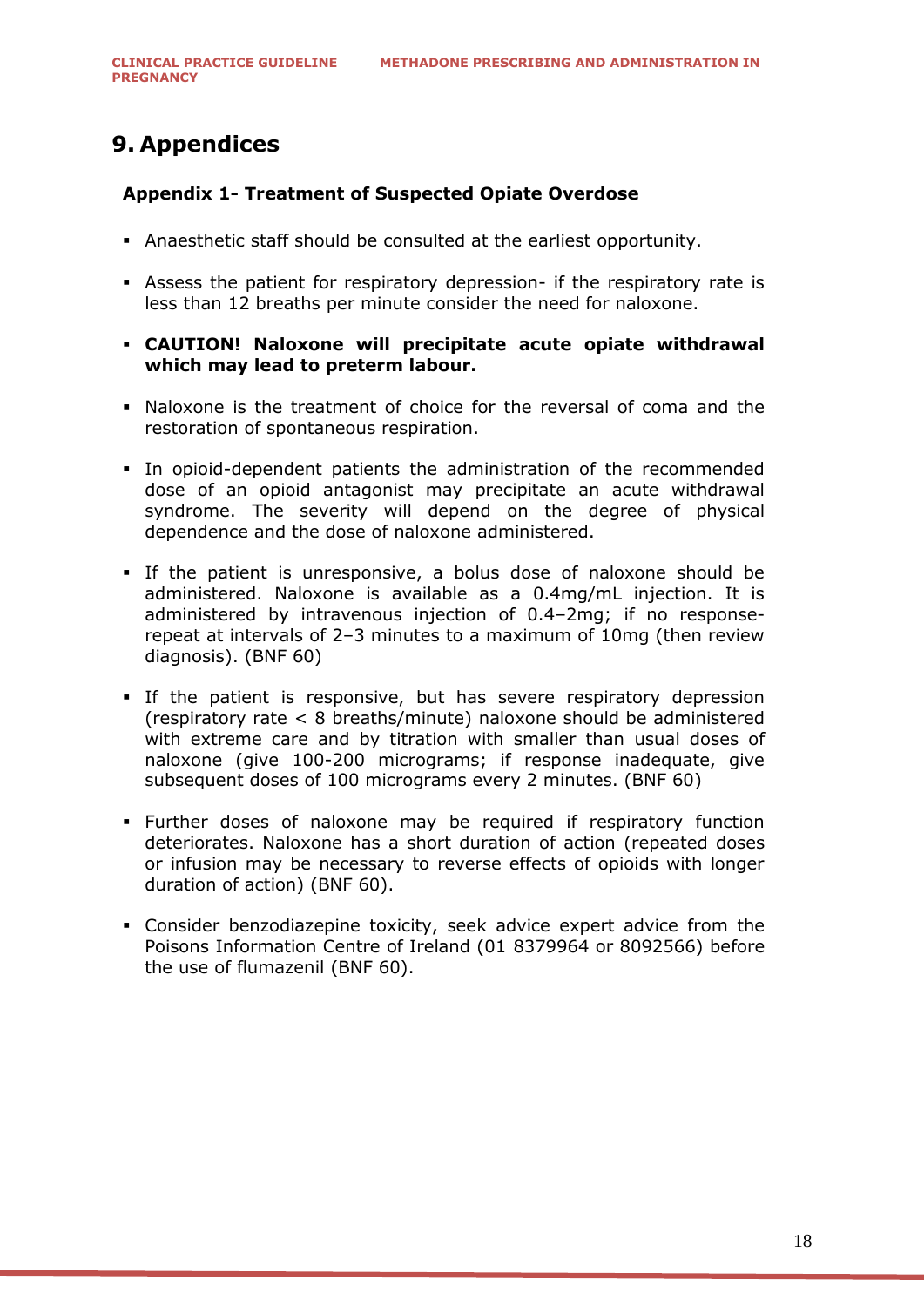# 9. Appendices

### Appendix 1- Treatment of Suspected Opiate Overdose

- Anaesthetic staff should be consulted at the earliest opportunity.
- Assess the patient for respiratory depression- if the respiratory rate is less than 12 breaths per minute consider the need for naloxone.
- **CAUTION! Naloxone will precipitate acute opiate withdrawal which may lead to preterm labour.**
- Naloxone is the treatment of choice for the reversal of coma and the restoration of spontaneous respiration.
- In opioid-dependent patients the administration of the recommended dose of an opioid antagonist may precipitate an acute withdrawal syndrome. The severity will depend on the degree of physical dependence and the dose of naloxone administered.
- If the patient is unresponsive, a bolus dose of naloxone should be administered. Naloxone is available as a 0.4mg/mL injection. It is administered by intravenous injection of 0.4–2mg; if no response-repeat at intervals of 2–3 minutes to a maximum of 10mg (then review diagnosis). (BNF 60)
- If the patient is responsive, but has severe respiratory depression (respiratory rate < 8 breaths/minute) naloxone should be administered with extreme care and by titration with smaller than usual doses of naloxone (give 100-200 micrograms; if response inadequate, give subsequent doses of 100 micrograms every 2 minutes. (BNF 60)
- Further doses of naloxone may be required if respiratory function deteriorates. Naloxone has a short duration of action (repeated doses or infusion may be necessary to reverse effects of opioids with longer duration of action) (BNF 60).
- Consider benzodiazepine toxicity, seek advice expert advice from the Poisons Information Centre of Ireland (01 8379964 or 8092566) before the use of flumazenil (BNF 60).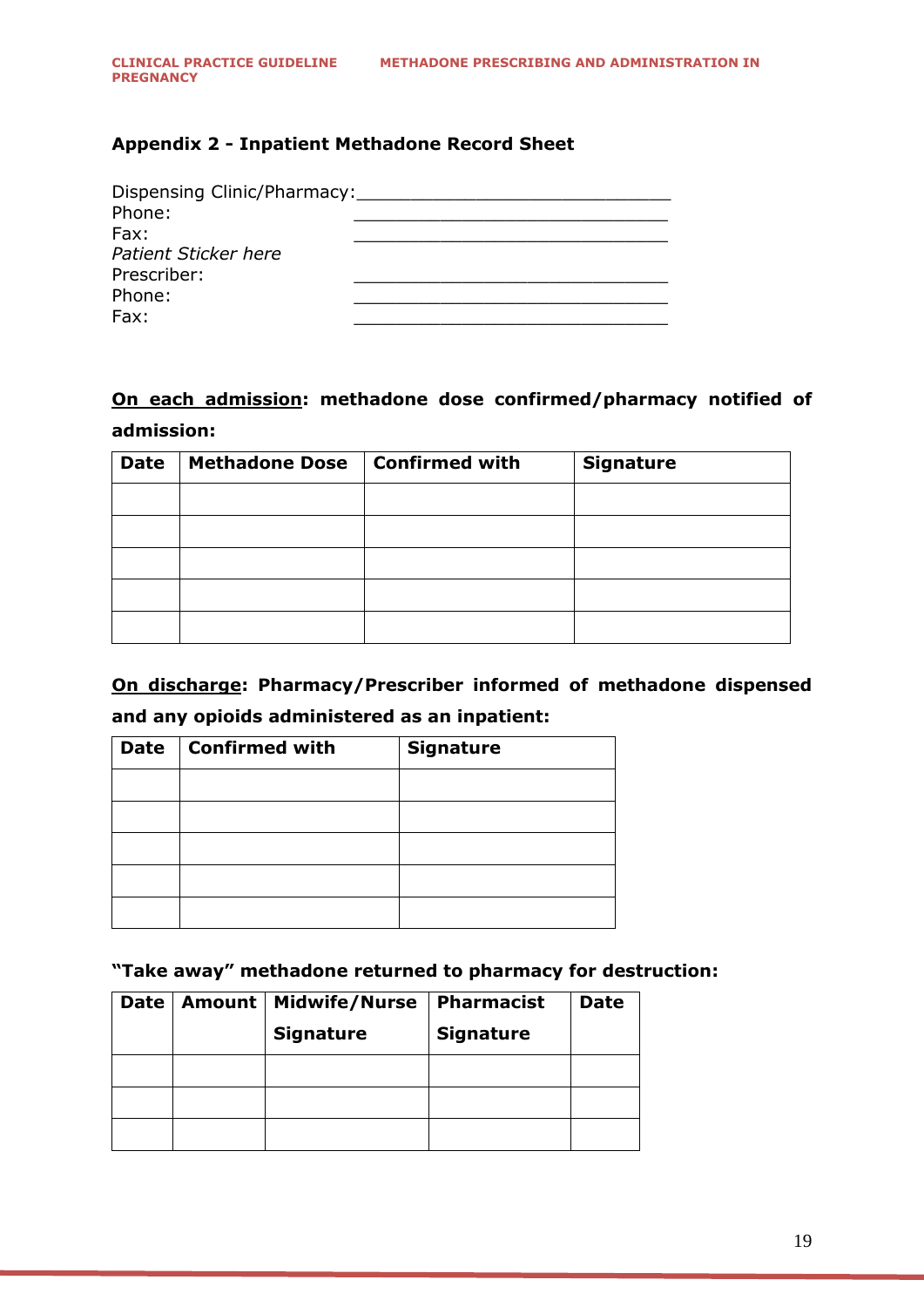## Appendix 2 - Inpatient Methadone Record Sheet

Dispensing Clinic/Pharmacy:______________________________
Phone: ______________________________
Fax: ______________________________
*Patient Sticker here*
Prescriber: ______________________________
Phone: ______________________________
Fax: ______________________________

**<u>On each admission</u>: methadone dose confirmed/pharmacy notified of admission:**

| Date | Methadone Dose | Confirmed with | Signature |
|---|---|---|---|
| | | | |
| | | | |
| | | | |
| | | | |
| | | | |

**<u>On discharge</u>: Pharmacy/Prescriber informed of methadone dispensed and any opioids administered as an inpatient:**

| Date | Confirmed with | Signature |
|---|---|---|
| | | |
| | | |
| | | |
| | | |
| | | |

**"Take away" methadone returned to pharmacy for destruction:**

| Date | Amount | Midwife/Nurse Signature | Pharmacist Signature | Date |
|---|---|---|---|---|
| | | | | |
| | | | | |
| | | | | |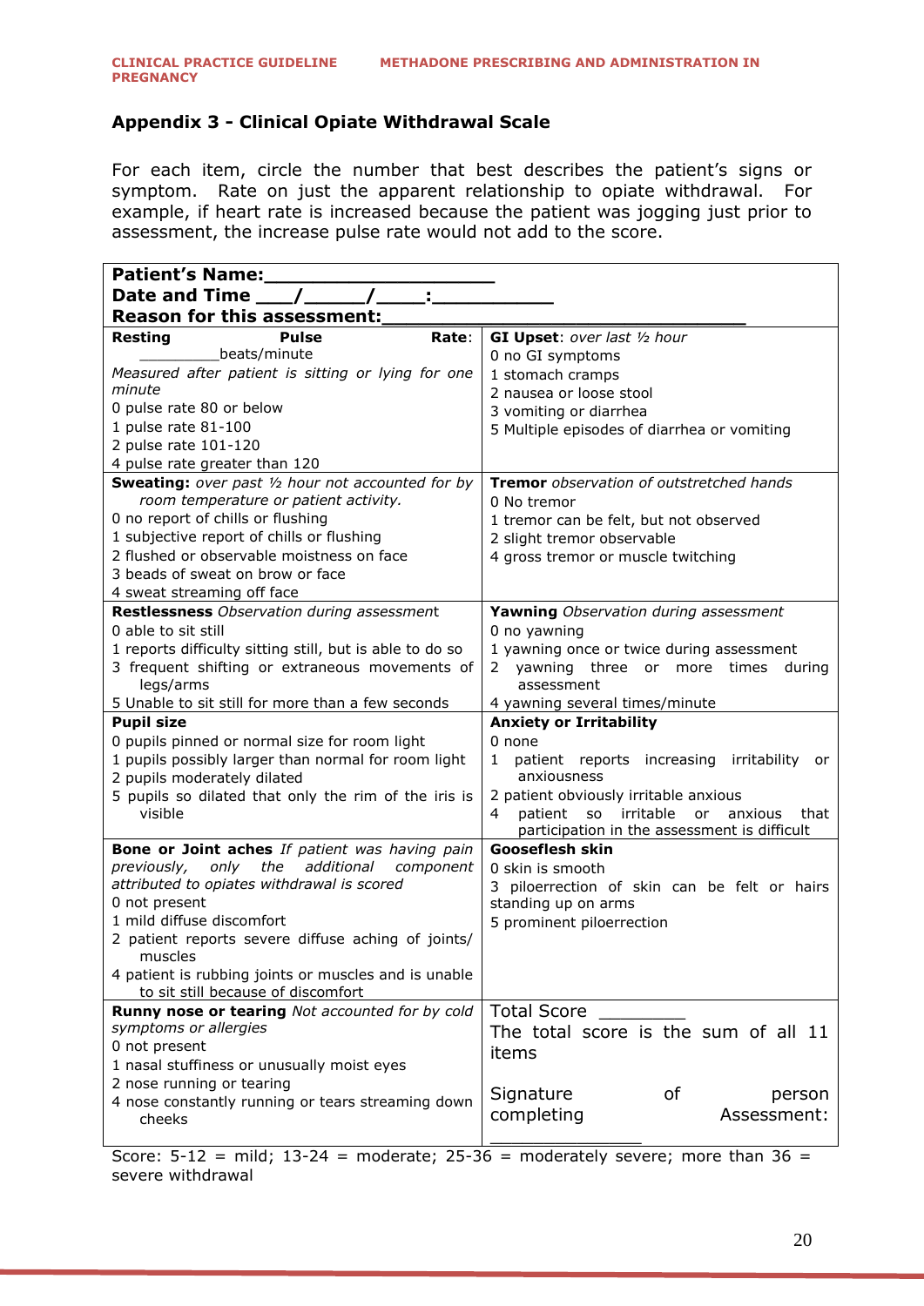## Appendix 3 - Clinical Opiate Withdrawal Scale

For each item, circle the number that best describes the patient's signs or symptom. Rate on just the apparent relationship to opiate withdrawal. For example, if heart rate is increased because the patient was jogging just prior to assessment, the increase pulse rate would not add to the score.

| **Patient's Name:____________________**<br>**Date and Time ___/_____/____:__________**<br>**Reason for this assessment:______________________________** | |
|---|---|
| **Resting Pulse Rate**: _________beats/minute<br>*Measured after patient is sitting or lying for one minute*<br>0 pulse rate 80 or below<br>1 pulse rate 81-100<br>2 pulse rate 101-120<br>4 pulse rate greater than 120 | **GI Upset**: *over last ½ hour*<br>0 no GI symptoms<br>1 stomach cramps<br>2 nausea or loose stool<br>3 vomiting or diarrhea<br>5 Multiple episodes of diarrhea or vomiting |
| **Sweating:** *over past ½ hour not accounted for by room temperature or patient activity.*<br>0 no report of chills or flushing<br>1 subjective report of chills or flushing<br>2 flushed or observable moistness on face<br>3 beads of sweat on brow or face<br>4 sweat streaming off face | **Tremor** *observation of outstretched hands*<br>0 No tremor<br>1 tremor can be felt, but not observed<br>2 slight tremor observable<br>4 gross tremor or muscle twitching |
| **Restlessness** *Observation during assessment*<br>0 able to sit still<br>1 reports difficulty sitting still, but is able to do so<br>3 frequent shifting or extraneous movements of legs/arms<br>5 Unable to sit still for more than a few seconds | **Yawning** *Observation during assessment*<br>0 no yawning<br>1 yawning once or twice during assessment<br>2 yawning three or more times during assessment<br>4 yawning several times/minute |
| **Pupil size**<br>0 pupils pinned or normal size for room light<br>1 pupils possibly larger than normal for room light<br>2 pupils moderately dilated<br>5 pupils so dilated that only the rim of the iris is visible | **Anxiety or Irritability**<br>0 none<br>1 patient reports increasing irritability or anxiousness<br>2 patient obviously irritable anxious<br>4 patient so irritable or anxious that participation in the assessment is difficult |
| **Bone or Joint aches** *If patient was having pain previously, only the additional component attributed to opiates withdrawal is scored*<br>0 not present<br>1 mild diffuse discomfort<br>2 patient reports severe diffuse aching of joints/ muscles<br>4 patient is rubbing joints or muscles and is unable to sit still because of discomfort | **Gooseflesh skin**<br>0 skin is smooth<br>3 piloerrection of skin can be felt or hairs standing up on arms<br>5 prominent piloerrection |
| **Runny nose or tearing** *Not accounted for by cold symptoms or allergies*<br>0 not present<br>1 nasal stuffiness or unusually moist eyes<br>2 nose running or tearing<br>4 nose constantly running or tears streaming down cheeks | Total Score _________<br>The total score is the sum of all 11 items<br><br>Signature of person completing Assessment:<br>_______________ |

Score: 5-12 = mild; 13-24 = moderate; 25-36 = moderately severe; more than 36 = severe withdrawal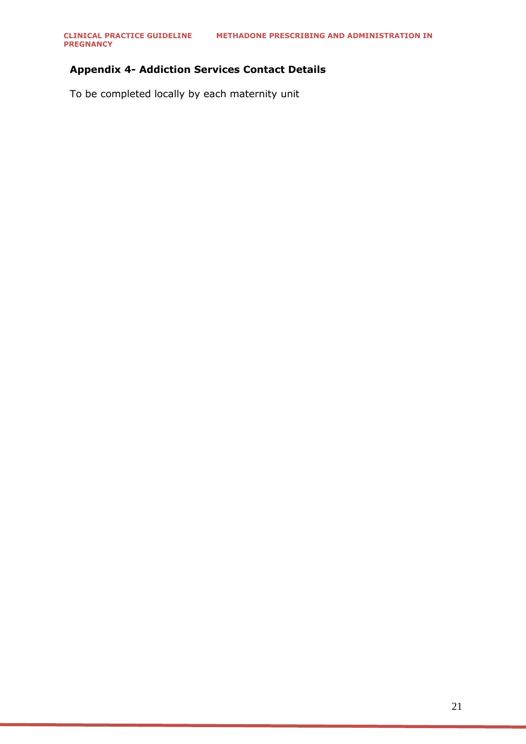## Appendix 4- Addiction Services Contact Details

To be completed locally by each maternity unit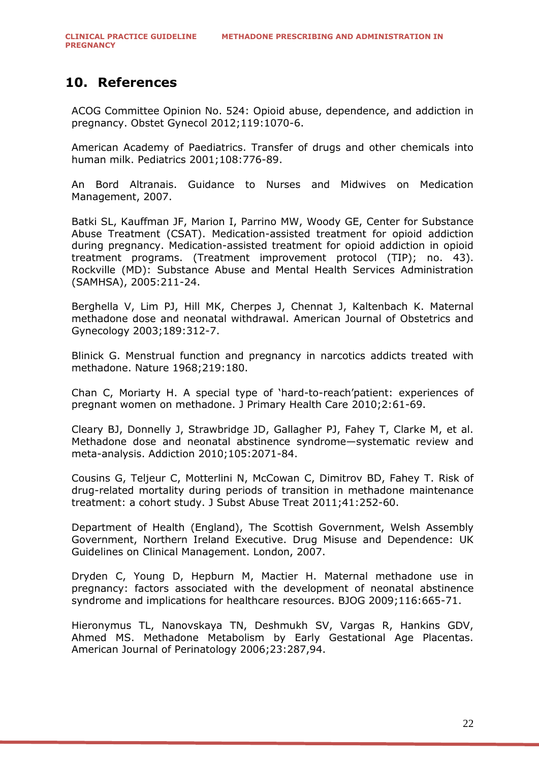## 10. References

ACOG Committee Opinion No. 524: Opioid abuse, dependence, and addiction in pregnancy. Obstet Gynecol 2012;119:1070-6.

American Academy of Paediatrics. Transfer of drugs and other chemicals into human milk. Pediatrics 2001;108:776-89.

An Bord Altranais. Guidance to Nurses and Midwives on Medication Management, 2007.

Batki SL, Kauffman JF, Marion I, Parrino MW, Woody GE, Center for Substance Abuse Treatment (CSAT). Medication-assisted treatment for opioid addiction during pregnancy. Medication-assisted treatment for opioid addiction in opioid treatment programs. (Treatment improvement protocol (TIP); no. 43). Rockville (MD): Substance Abuse and Mental Health Services Administration (SAMHSA), 2005:211-24.

Berghella V, Lim PJ, Hill MK, Cherpes J, Chennat J, Kaltenbach K. Maternal methadone dose and neonatal withdrawal. American Journal of Obstetrics and Gynecology 2003;189:312-7.

Blinick G. Menstrual function and pregnancy in narcotics addicts treated with methadone. Nature 1968;219:180.

Chan C, Moriarty H. A special type of 'hard-to-reach'patient: experiences of pregnant women on methadone. J Primary Health Care 2010;2:61-69.

Cleary BJ, Donnelly J, Strawbridge JD, Gallagher PJ, Fahey T, Clarke M, et al. Methadone dose and neonatal abstinence syndrome—systematic review and meta-analysis. Addiction 2010;105:2071-84.

Cousins G, Teljeur C, Motterlini N, McCowan C, Dimitrov BD, Fahey T. Risk of drug-related mortality during periods of transition in methadone maintenance treatment: a cohort study. J Subst Abuse Treat 2011;41:252-60.

Department of Health (England), The Scottish Government, Welsh Assembly Government, Northern Ireland Executive. Drug Misuse and Dependence: UK Guidelines on Clinical Management. London, 2007.

Dryden C, Young D, Hepburn M, Mactier H. Maternal methadone use in pregnancy: factors associated with the development of neonatal abstinence syndrome and implications for healthcare resources. BJOG 2009;116:665-71.

Hieronymus TL, Nanovskaya TN, Deshmukh SV, Vargas R, Hankins GDV, Ahmed MS. Methadone Metabolism by Early Gestational Age Placentas. American Journal of Perinatology 2006;23:287,94.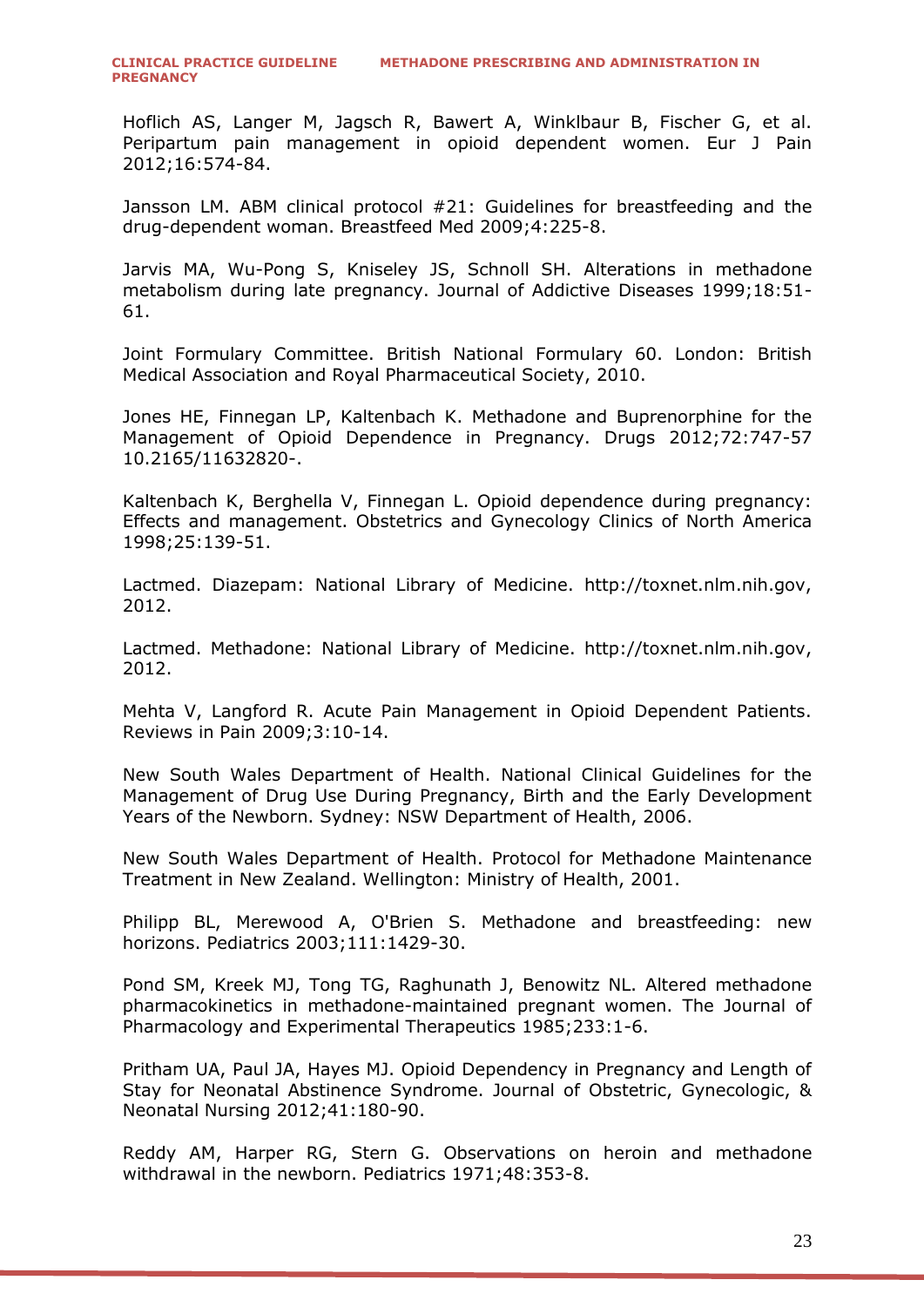Hoflich AS, Langer M, Jagsch R, Bawert A, Winklbaur B, Fischer G, et al. Peripartum pain management in opioid dependent women. Eur J Pain 2012;16:574-84.

Jansson LM. ABM clinical protocol #21: Guidelines for breastfeeding and the drug-dependent woman. Breastfeed Med 2009;4:225-8.

Jarvis MA, Wu-Pong S, Kniseley JS, Schnoll SH. Alterations in methadone metabolism during late pregnancy. Journal of Addictive Diseases 1999;18:51-61.

Joint Formulary Committee. British National Formulary 60. London: British Medical Association and Royal Pharmaceutical Society, 2010.

Jones HE, Finnegan LP, Kaltenbach K. Methadone and Buprenorphine for the Management of Opioid Dependence in Pregnancy. Drugs 2012;72:747-57 10.2165/11632820-.

Kaltenbach K, Berghella V, Finnegan L. Opioid dependence during pregnancy: Effects and management. Obstetrics and Gynecology Clinics of North America 1998;25:139-51.

Lactmed. Diazepam: National Library of Medicine. http://toxnet.nlm.nih.gov, 2012.

Lactmed. Methadone: National Library of Medicine. http://toxnet.nlm.nih.gov, 2012.

Mehta V, Langford R. Acute Pain Management in Opioid Dependent Patients. Reviews in Pain 2009;3:10-14.

New South Wales Department of Health. National Clinical Guidelines for the Management of Drug Use During Pregnancy, Birth and the Early Development Years of the Newborn. Sydney: NSW Department of Health, 2006.

New South Wales Department of Health. Protocol for Methadone Maintenance Treatment in New Zealand. Wellington: Ministry of Health, 2001.

Philipp BL, Merewood A, O'Brien S. Methadone and breastfeeding: new horizons. Pediatrics 2003;111:1429-30.

Pond SM, Kreek MJ, Tong TG, Raghunath J, Benowitz NL. Altered methadone pharmacokinetics in methadone-maintained pregnant women. The Journal of Pharmacology and Experimental Therapeutics 1985;233:1-6.

Pritham UA, Paul JA, Hayes MJ. Opioid Dependency in Pregnancy and Length of Stay for Neonatal Abstinence Syndrome. Journal of Obstetric, Gynecologic, & Neonatal Nursing 2012;41:180-90.

Reddy AM, Harper RG, Stern G. Observations on heroin and methadone withdrawal in the newborn. Pediatrics 1971;48:353-8.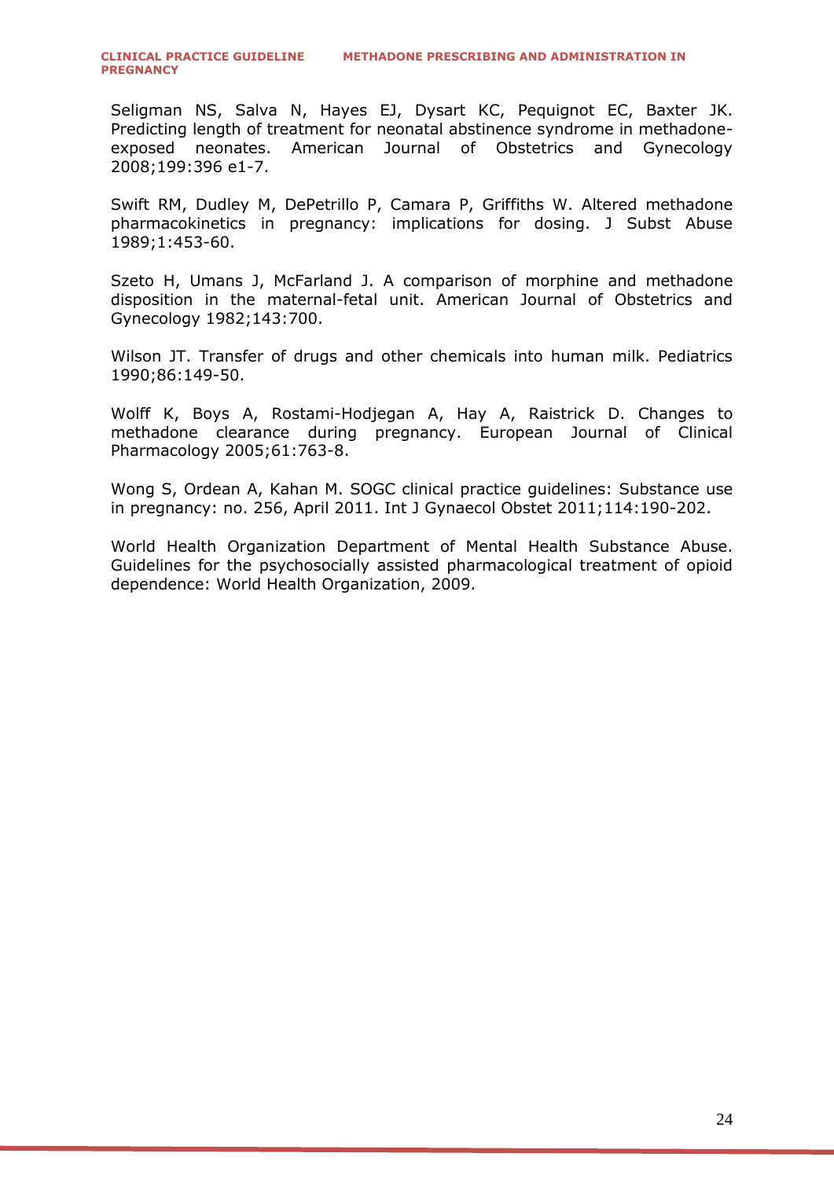Seligman NS, Salva N, Hayes EJ, Dysart KC, Pequignot EC, Baxter JK. Predicting length of treatment for neonatal abstinence syndrome in methadone-exposed neonates. American Journal of Obstetrics and Gynecology 2008;199:396 e1-7.

Swift RM, Dudley M, DePetrillo P, Camara P, Griffiths W. Altered methadone pharmacokinetics in pregnancy: implications for dosing. J Subst Abuse 1989;1:453-60.

Szeto H, Umans J, McFarland J. A comparison of morphine and methadone disposition in the maternal-fetal unit. American Journal of Obstetrics and Gynecology 1982;143:700.

Wilson JT. Transfer of drugs and other chemicals into human milk. Pediatrics 1990;86:149-50.

Wolff K, Boys A, Rostami-Hodjegan A, Hay A, Raistrick D. Changes to methadone clearance during pregnancy. European Journal of Clinical Pharmacology 2005;61:763-8.

Wong S, Ordean A, Kahan M. SOGC clinical practice guidelines: Substance use in pregnancy: no. 256, April 2011. Int J Gynaecol Obstet 2011;114:190-202.

World Health Organization Department of Mental Health Substance Abuse. Guidelines for the psychosocially assisted pharmacological treatment of opioid dependence: World Health Organization, 2009.